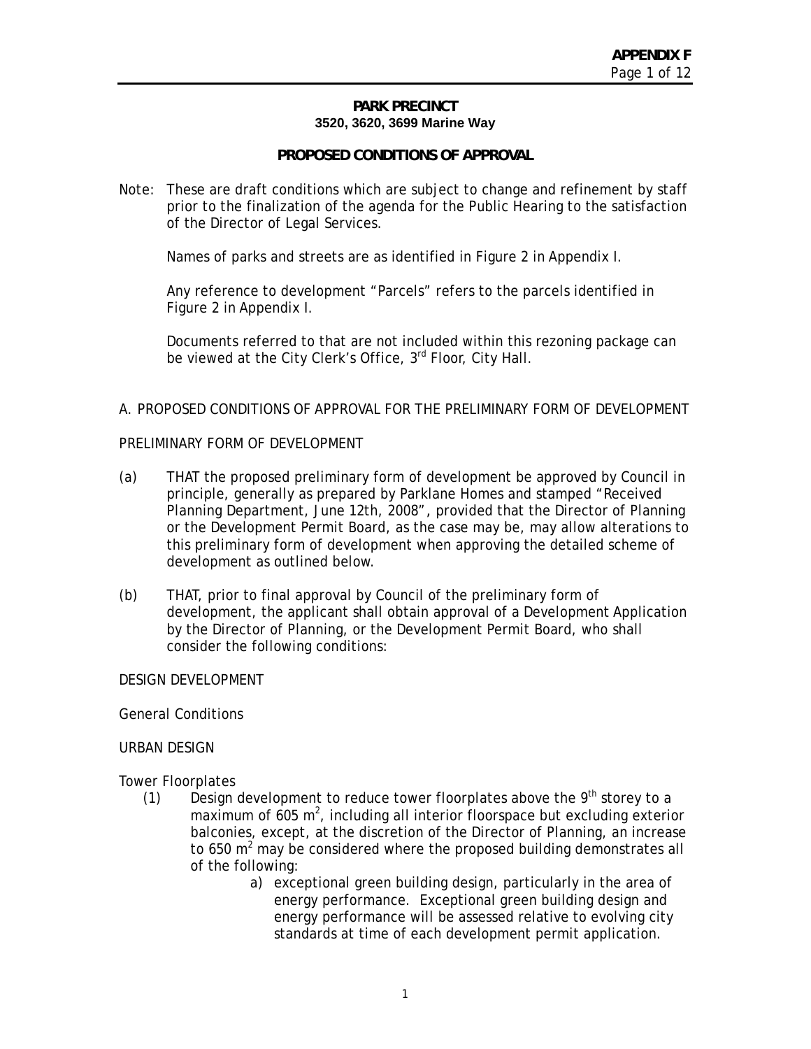**APPENDIX F**

# PARK PRECINCT

**3520, 3620, 3699 Marine Way**

## PROPOSED CONDITIONS OF APPROVAL

Note: These are draft conditions which are subject to change and refinement by staff prior to the finalization of the agenda for the Public Hearing to the satisfaction of the Director of Legal Services.

Names of parks and streets are as identified in Figure 2 in Appendix I.

Any reference to development "Parcels" refers to the parcels identified in Figure 2 in Appendix I.

Documents referred to that are not included within this rezoning package can be viewed at the City Clerk's Office, 3rd Floor, City Hall.

A. PROPOSED CONDITIONS OF APPROVAL FOR THE PRELIMINARY FORM OF DEVELOPMENT

PRELIMINARY FORM OF DEVELOPMENT

(a) THAT the proposed preliminary form of development be approved by Council in principle, generally as prepared by Parklane Homes and stamped "Received Planning Department, June 12th, 2008", provided that the Director of Planning or the Development Permit Board, as the case may be, may allow alterations to this preliminary form of development when approving the detailed scheme of development as outlined below.

(b) THAT, prior to final approval by Council of the preliminary form of development, the applicant shall obtain approval of a Development Application by the Director of Planning, or the Development Permit Board, who shall consider the following conditions:

DESIGN DEVELOPMENT

General Conditions

URBAN DESIGN

Tower Floorplates

(1) Design development to reduce tower floorplates above the 9th storey to a maximum of 605 $m^2$, including all interior floorspace but excluding exterior balconies, except, at the discretion of the Director of Planning, an increase to 650 $m^2$ may be considered where the proposed building demonstrates all of the following:

   a) exceptional green building design, particularly in the area of energy performance. Exceptional green building design and energy performance will be assessed relative to evolving city standards at time of each development permit application.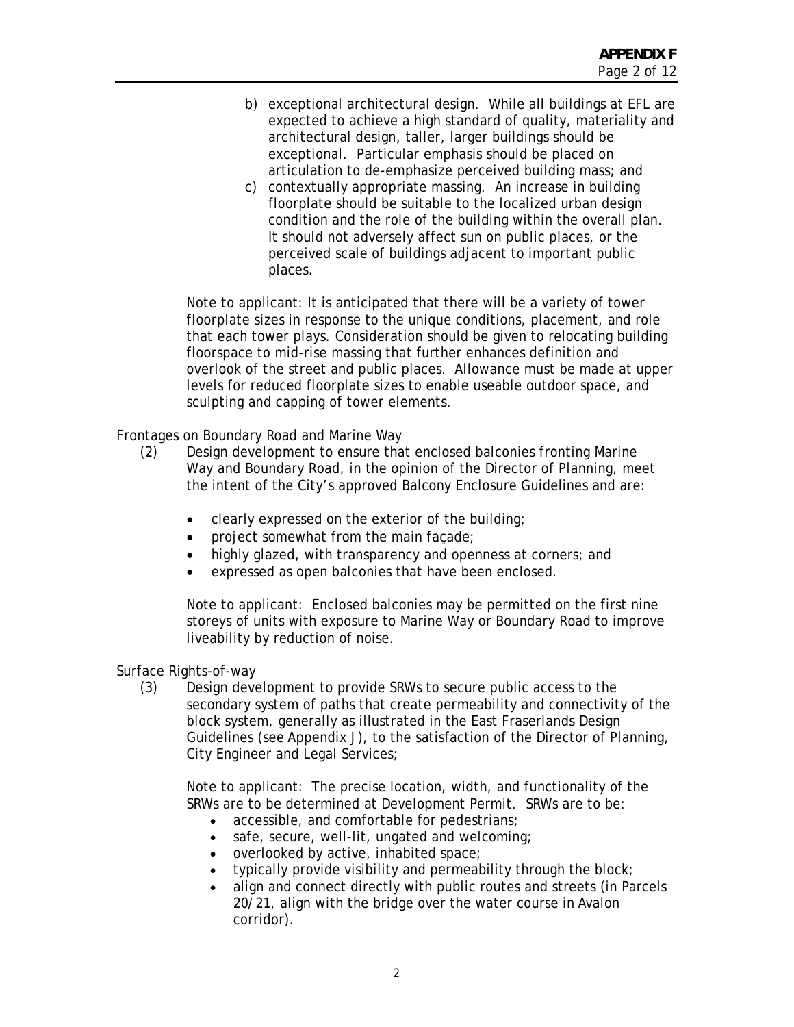b) exceptional architectural design. While all buildings at EFL are expected to achieve a high standard of quality, materiality and architectural design, taller, larger buildings should be exceptional. Particular emphasis should be placed on articulation to de-emphasize perceived building mass; and

c) contextually appropriate massing. An increase in building floorplate should be suitable to the localized urban design condition and the role of the building within the overall plan. It should not adversely affect sun on public places, or the perceived scale of buildings adjacent to important public places.

Note to applicant: It is anticipated that there will be a variety of tower floorplate sizes in response to the unique conditions, placement, and role that each tower plays. Consideration should be given to relocating building floorspace to mid-rise massing that further enhances definition and overlook of the street and public places. Allowance must be made at upper levels for reduced floorplate sizes to enable useable outdoor space, and sculpting and capping of tower elements.

Frontages on Boundary Road and Marine Way

(2) Design development to ensure that enclosed balconies fronting Marine Way and Boundary Road, in the opinion of the Director of Planning, meet the intent of the City's approved Balcony Enclosure Guidelines and are:

- clearly expressed on the exterior of the building;
- project somewhat from the main façade;
- highly glazed, with transparency and openness at corners; and
- expressed as open balconies that have been enclosed.

Note to applicant: Enclosed balconies may be permitted on the first nine storeys of units with exposure to Marine Way or Boundary Road to improve liveability by reduction of noise.

Surface Rights-of-way

(3) Design development to provide SRWs to secure public access to the secondary system of paths that create permeability and connectivity of the block system, generally as illustrated in the East Fraserlands Design Guidelines (see Appendix J), to the satisfaction of the Director of Planning, City Engineer and Legal Services;

Note to applicant: The precise location, width, and functionality of the SRWs are to be determined at Development Permit. SRWs are to be:

- accessible, and comfortable for pedestrians;
- safe, secure, well-lit, ungated and welcoming;
- overlooked by active, inhabited space;
- typically provide visibility and permeability through the block;
- align and connect directly with public routes and streets (in Parcels 20/21, align with the bridge over the water course in Avalon corridor).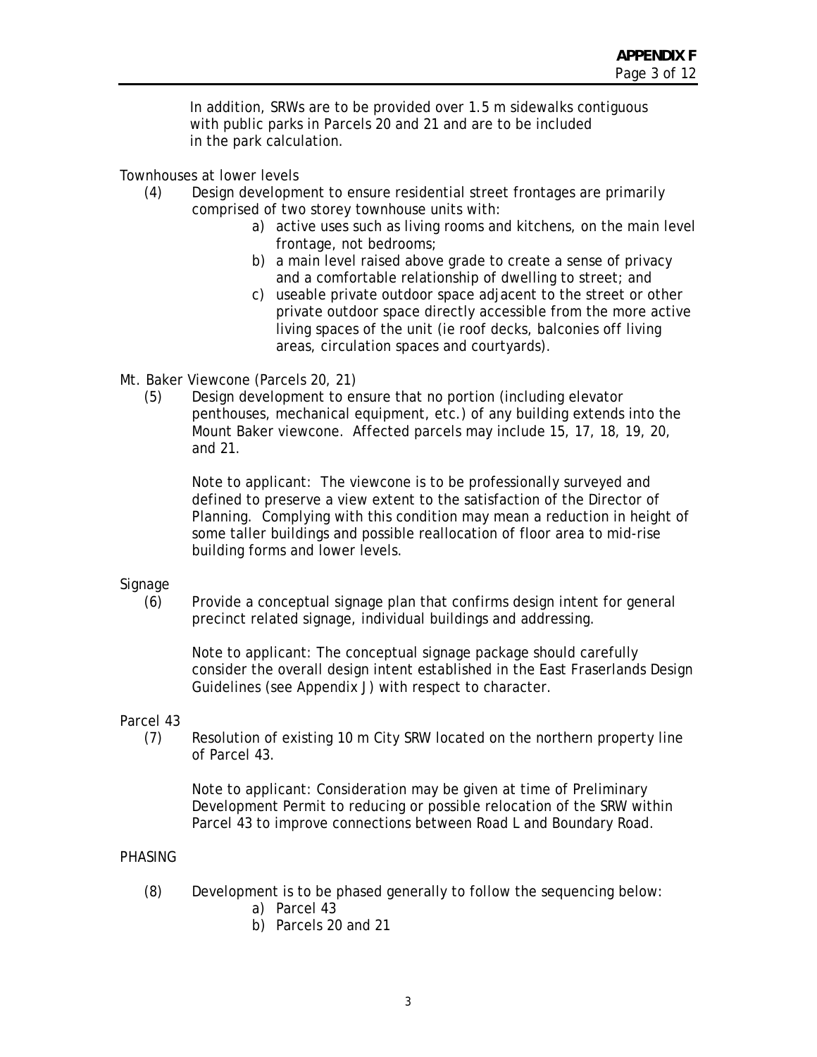In addition, SRWs are to be provided over 1.5 m sidewalks contiguous with public parks in Parcels 20 and 21 and are to be included in the park calculation.

Townhouses at lower levels

(4) Design development to ensure residential street frontages are primarily comprised of two storey townhouse units with:

a) active uses such as living rooms and kitchens, on the main level frontage, not bedrooms;
b) a main level raised above grade to create a sense of privacy and a comfortable relationship of dwelling to street; and
c) useable private outdoor space adjacent to the street or other private outdoor space directly accessible from the more active living spaces of the unit (ie roof decks, balconies off living areas, circulation spaces and courtyards).

Mt. Baker Viewcone (Parcels 20, 21)

(5) Design development to ensure that no portion (including elevator penthouses, mechanical equipment, etc.) of any building extends into the Mount Baker viewcone. Affected parcels may include 15, 17, 18, 19, 20, and 21.

Note to applicant: The viewcone is to be professionally surveyed and defined to preserve a view extent to the satisfaction of the Director of Planning. Complying with this condition may mean a reduction in height of some taller buildings and possible reallocation of floor area to mid-rise building forms and lower levels.

Signage

(6) Provide a conceptual signage plan that confirms design intent for general precinct related signage, individual buildings and addressing.

Note to applicant: The conceptual signage package should carefully consider the overall design intent established in the East Fraserlands Design Guidelines (see Appendix J) with respect to character.

Parcel 43

(7) Resolution of existing 10 m City SRW located on the northern property line of Parcel 43.

Note to applicant: Consideration may be given at time of Preliminary Development Permit to reducing or possible relocation of the SRW within Parcel 43 to improve connections between Road L and Boundary Road.

PHASING

(8) Development is to be phased generally to follow the sequencing below:

a) Parcel 43
b) Parcels 20 and 21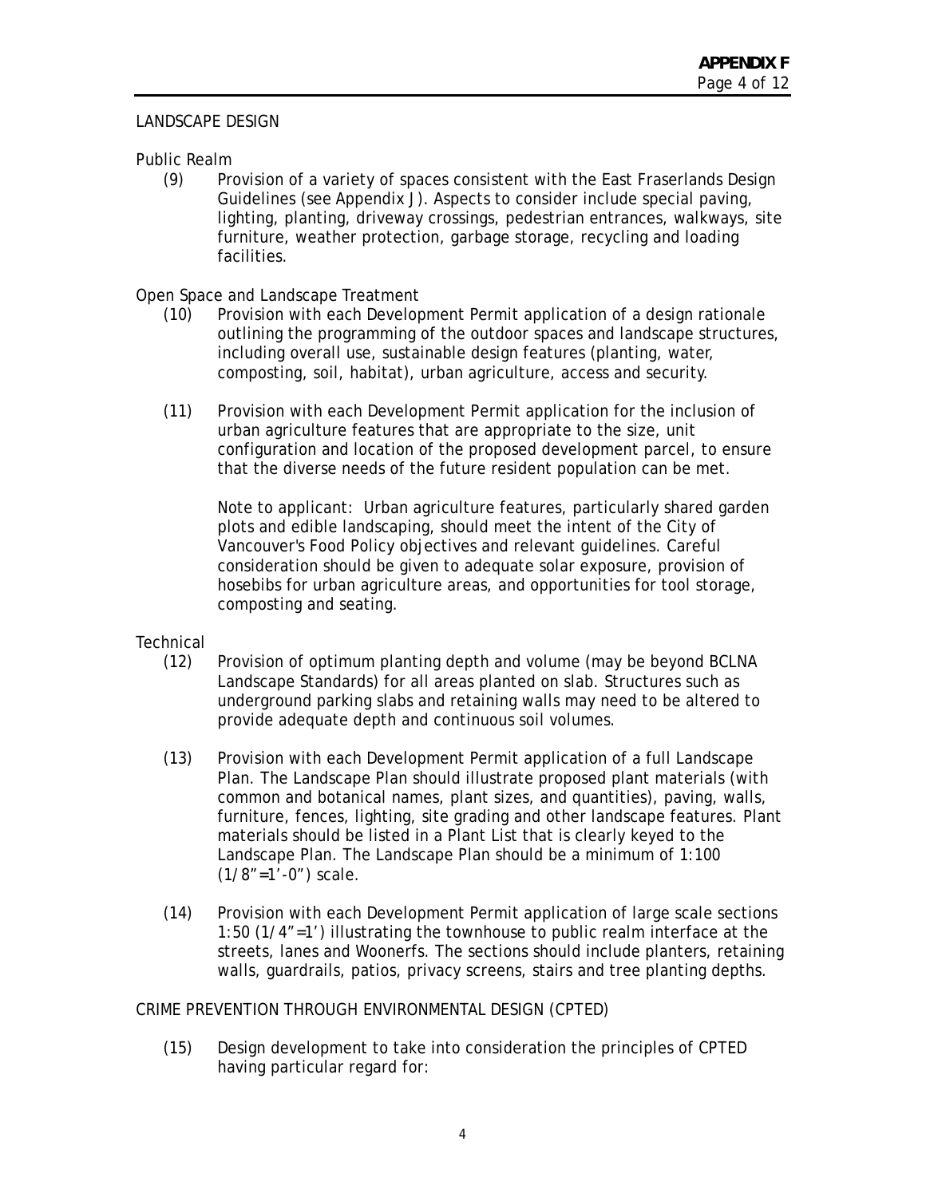## LANDSCAPE DESIGN

### Public Realm

(9) Provision of a variety of spaces consistent with the East Fraserlands Design Guidelines (see Appendix J). Aspects to consider include special paving, lighting, planting, driveway crossings, pedestrian entrances, walkways, site furniture, weather protection, garbage storage, recycling and loading facilities.

### Open Space and Landscape Treatment

(10) Provision with each Development Permit application of a design rationale outlining the programming of the outdoor spaces and landscape structures, including overall use, sustainable design features (planting, water, composting, soil, habitat), urban agriculture, access and security.

(11) Provision with each Development Permit application for the inclusion of urban agriculture features that are appropriate to the size, unit configuration and location of the proposed development parcel, to ensure that the diverse needs of the future resident population can be met.

Note to applicant: Urban agriculture features, particularly shared garden plots and edible landscaping, should meet the intent of the City of Vancouver's Food Policy objectives and relevant guidelines. Careful consideration should be given to adequate solar exposure, provision of hosebibs for urban agriculture areas, and opportunities for tool storage, composting and seating.

### Technical

(12) Provision of optimum planting depth and volume (may be beyond BCLNA Landscape Standards) for all areas planted on slab. Structures such as underground parking slabs and retaining walls may need to be altered to provide adequate depth and continuous soil volumes.

(13) Provision with each Development Permit application of a full Landscape Plan. The Landscape Plan should illustrate proposed plant materials (with common and botanical names, plant sizes, and quantities), paving, walls, furniture, fences, lighting, site grading and other landscape features. Plant materials should be listed in a Plant List that is clearly keyed to the Landscape Plan. The Landscape Plan should be a minimum of 1:100 (1/8"=1'-0") scale.

(14) Provision with each Development Permit application of large scale sections 1:50 (1/4"=1') illustrating the townhouse to public realm interface at the streets, lanes and Woonerfs. The sections should include planters, retaining walls, guardrails, patios, privacy screens, stairs and tree planting depths.

## CRIME PREVENTION THROUGH ENVIRONMENTAL DESIGN (CPTED)

(15) Design development to take into consideration the principles of CPTED having particular regard for: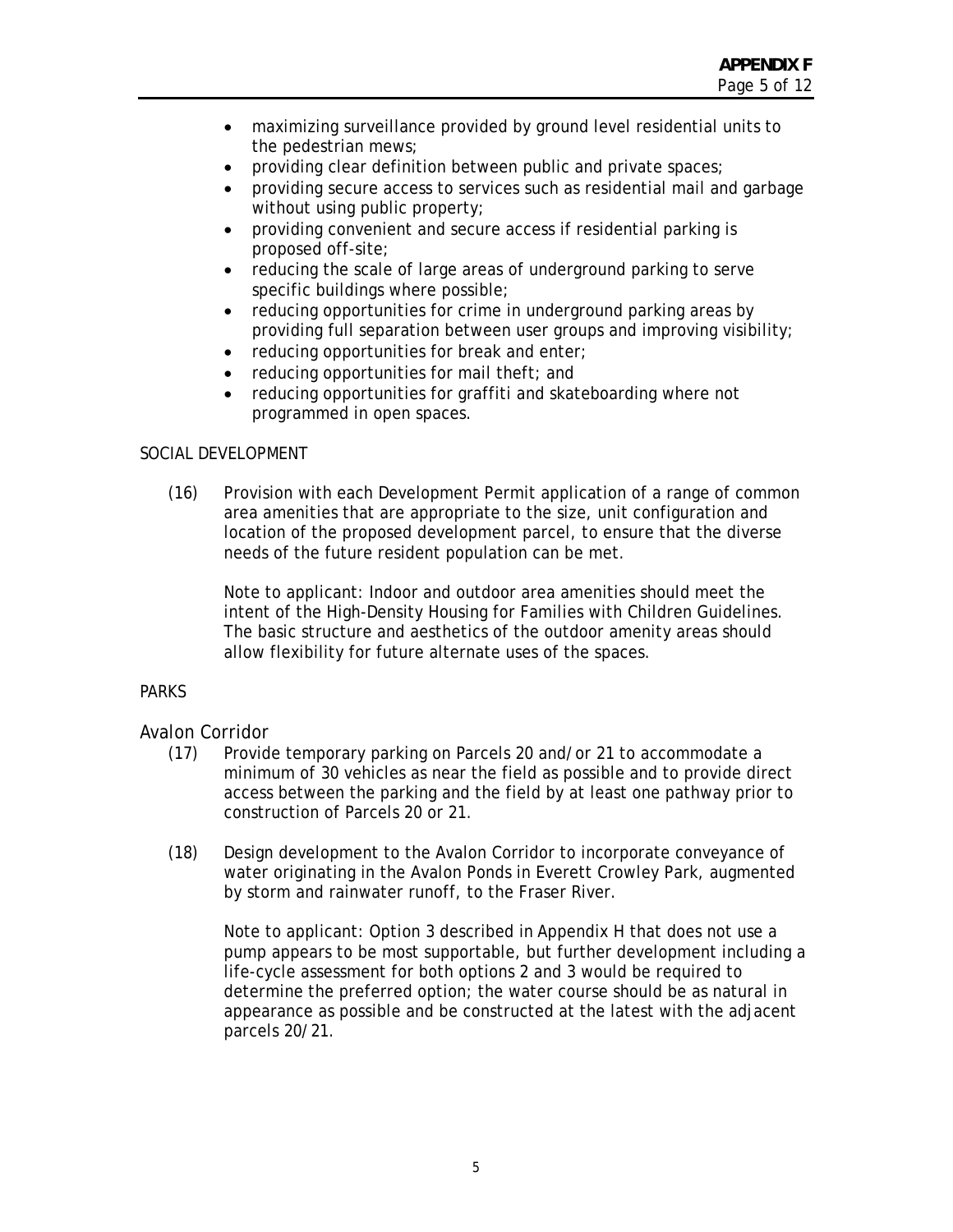- maximizing surveillance provided by ground level residential units to the pedestrian mews;
- providing clear definition between public and private spaces;
- providing secure access to services such as residential mail and garbage without using public property;
- providing convenient and secure access if residential parking is proposed off-site;
- reducing the scale of large areas of underground parking to serve specific buildings where possible;
- reducing opportunities for crime in underground parking areas by providing full separation between user groups and improving visibility;
- reducing opportunities for break and enter;
- reducing opportunities for mail theft; and
- reducing opportunities for graffiti and skateboarding where not programmed in open spaces.

SOCIAL DEVELOPMENT

(16) Provision with each Development Permit application of a range of common area amenities that are appropriate to the size, unit configuration and location of the proposed development parcel, to ensure that the diverse needs of the future resident population can be met.

Note to applicant: Indoor and outdoor area amenities should meet the intent of the High-Density Housing for Families with Children Guidelines. The basic structure and aesthetics of the outdoor amenity areas should allow flexibility for future alternate uses of the spaces.

PARKS

## Avalon Corridor

(17) Provide temporary parking on Parcels 20 and/or 21 to accommodate a minimum of 30 vehicles as near the field as possible and to provide direct access between the parking and the field by at least one pathway prior to construction of Parcels 20 or 21.

(18) Design development to the Avalon Corridor to incorporate conveyance of water originating in the Avalon Ponds in Everett Crowley Park, augmented by storm and rainwater runoff, to the Fraser River.

Note to applicant: Option 3 described in Appendix H that does not use a pump appears to be most supportable, but further development including a life-cycle assessment for both options 2 and 3 would be required to determine the preferred option; the water course should be as natural in appearance as possible and be constructed at the latest with the adjacent parcels 20/21.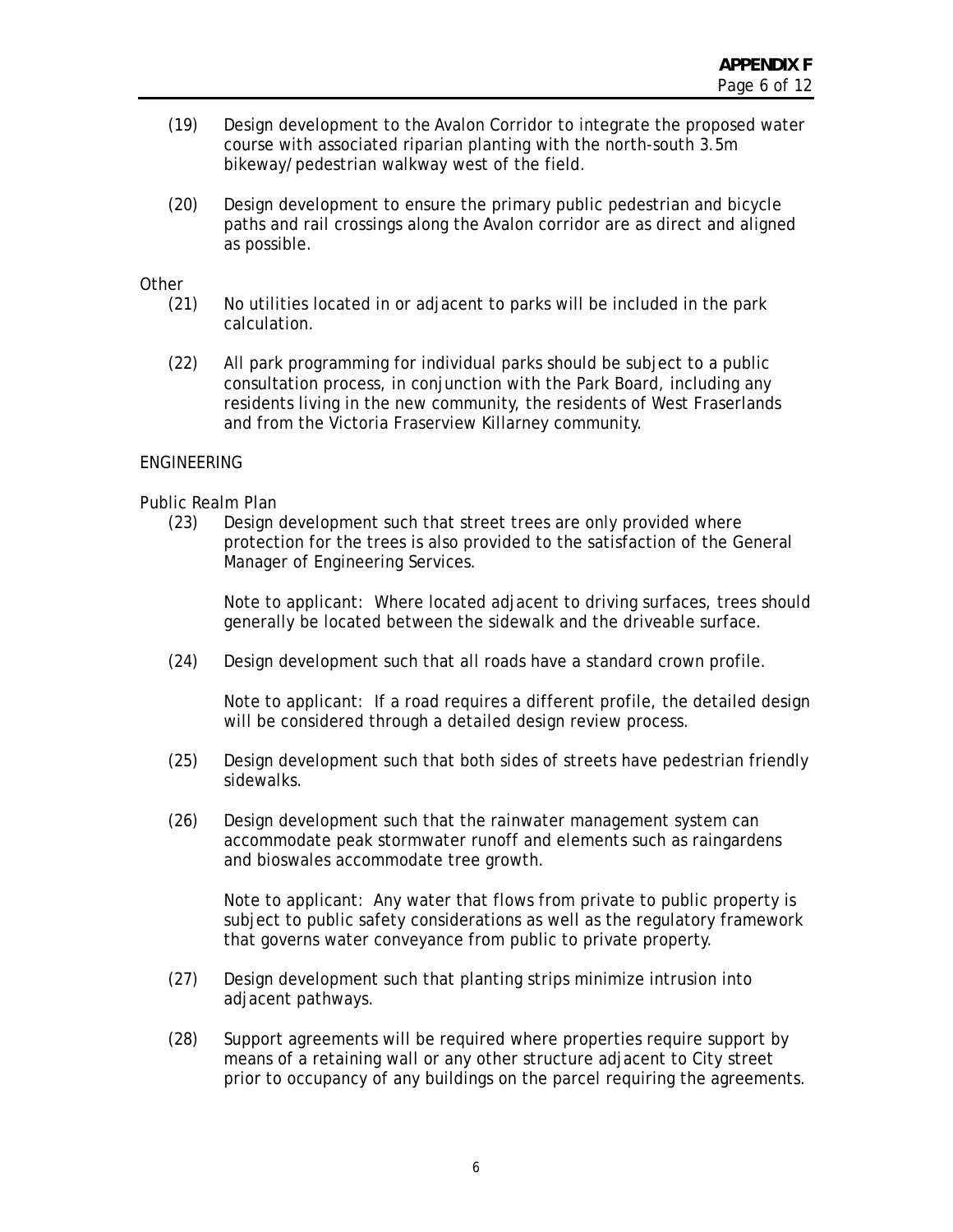(19) Design development to the Avalon Corridor to integrate the proposed water course with associated riparian planting with the north-south 3.5m bikeway/pedestrian walkway west of the field.

(20) Design development to ensure the primary public pedestrian and bicycle paths and rail crossings along the Avalon corridor are as direct and aligned as possible.

Other

(21) No utilities located in or adjacent to parks will be included in the park calculation.

(22) All park programming for individual parks should be subject to a public consultation process, in conjunction with the Park Board, including any residents living in the new community, the residents of West Fraserlands and from the Victoria Fraserview Killarney community.

ENGINEERING

Public Realm Plan

(23) Design development such that street trees are only provided where protection for the trees is also provided to the satisfaction of the General Manager of Engineering Services.

Note to applicant: Where located adjacent to driving surfaces, trees should generally be located between the sidewalk and the driveable surface.

(24) Design development such that all roads have a standard crown profile.

Note to applicant: If a road requires a different profile, the detailed design will be considered through a detailed design review process.

(25) Design development such that both sides of streets have pedestrian friendly sidewalks.

(26) Design development such that the rainwater management system can accommodate peak stormwater runoff and elements such as raingardens and bioswales accommodate tree growth.

Note to applicant: Any water that flows from private to public property is subject to public safety considerations as well as the regulatory framework that governs water conveyance from public to private property.

(27) Design development such that planting strips minimize intrusion into adjacent pathways.

(28) Support agreements will be required where properties require support by means of a retaining wall or any other structure adjacent to City street prior to occupancy of any buildings on the parcel requiring the agreements.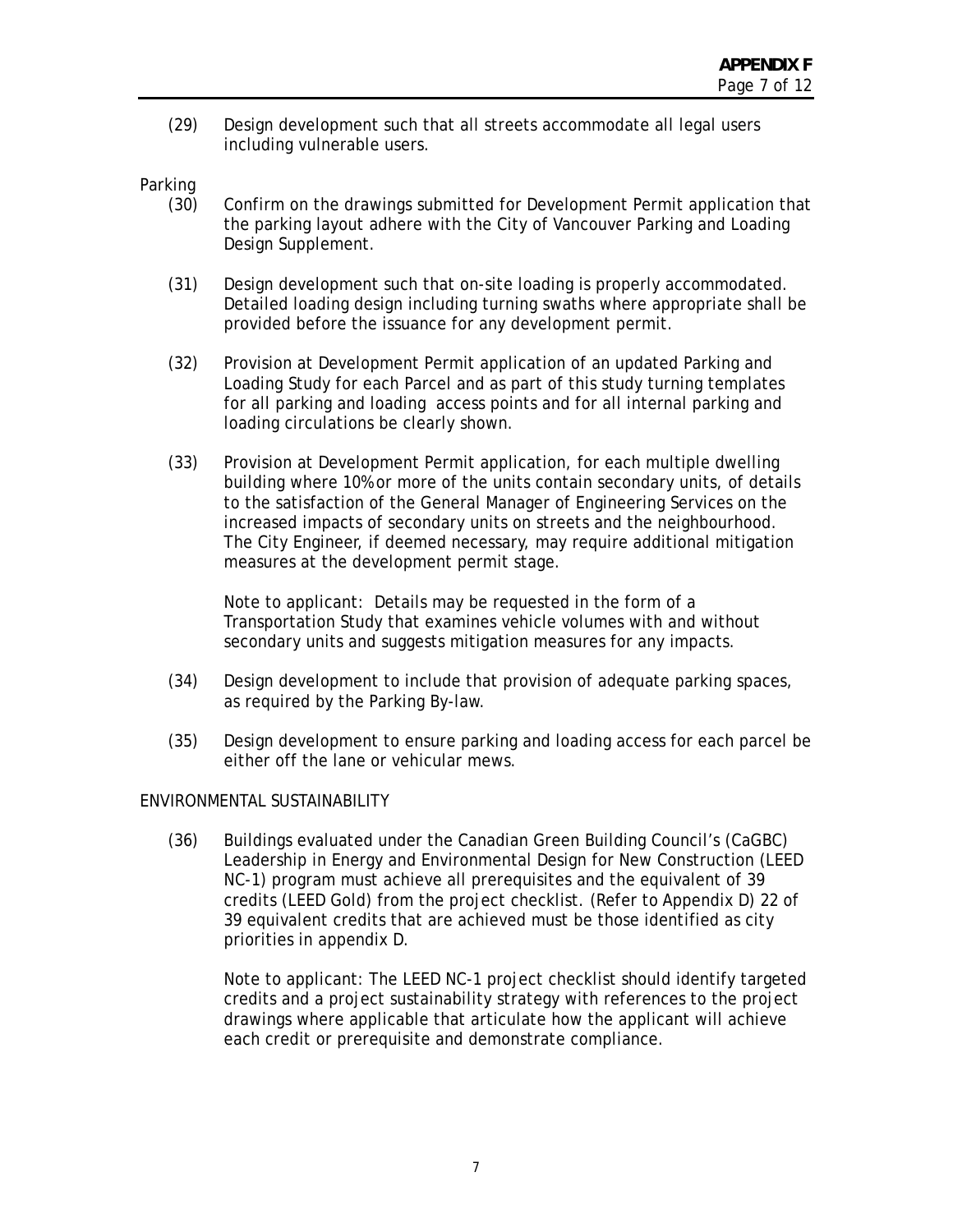(29) Design development such that all streets accommodate all legal users including vulnerable users.

Parking

(30) Confirm on the drawings submitted for Development Permit application that the parking layout adhere with the City of Vancouver Parking and Loading Design Supplement.

(31) Design development such that on-site loading is properly accommodated. Detailed loading design including turning swaths where appropriate shall be provided before the issuance for any development permit.

(32) Provision at Development Permit application of an updated Parking and Loading Study for each Parcel and as part of this study turning templates for all parking and loading access points and for all internal parking and loading circulations be clearly shown.

(33) Provision at Development Permit application, for each multiple dwelling building where 10% or more of the units contain secondary units, of details to the satisfaction of the General Manager of Engineering Services on the increased impacts of secondary units on streets and the neighbourhood. The City Engineer, if deemed necessary, may require additional mitigation measures at the development permit stage.

Note to applicant: Details may be requested in the form of a Transportation Study that examines vehicle volumes with and without secondary units and suggests mitigation measures for any impacts.

(34) Design development to include that provision of adequate parking spaces, as required by the Parking By-law.

(35) Design development to ensure parking and loading access for each parcel be either off the lane or vehicular mews.

ENVIRONMENTAL SUSTAINABILITY

(36) Buildings evaluated under the Canadian Green Building Council's (CaGBC) Leadership in Energy and Environmental Design for New Construction (LEED NC-1) program must achieve all prerequisites and the equivalent of 39 credits (LEED Gold) from the project checklist. (Refer to Appendix D) 22 of 39 equivalent credits that are achieved must be those identified as city priorities in appendix D.

Note to applicant: The LEED NC-1 project checklist should identify targeted credits and a project sustainability strategy with references to the project drawings where applicable that articulate how the applicant will achieve each credit or prerequisite and demonstrate compliance.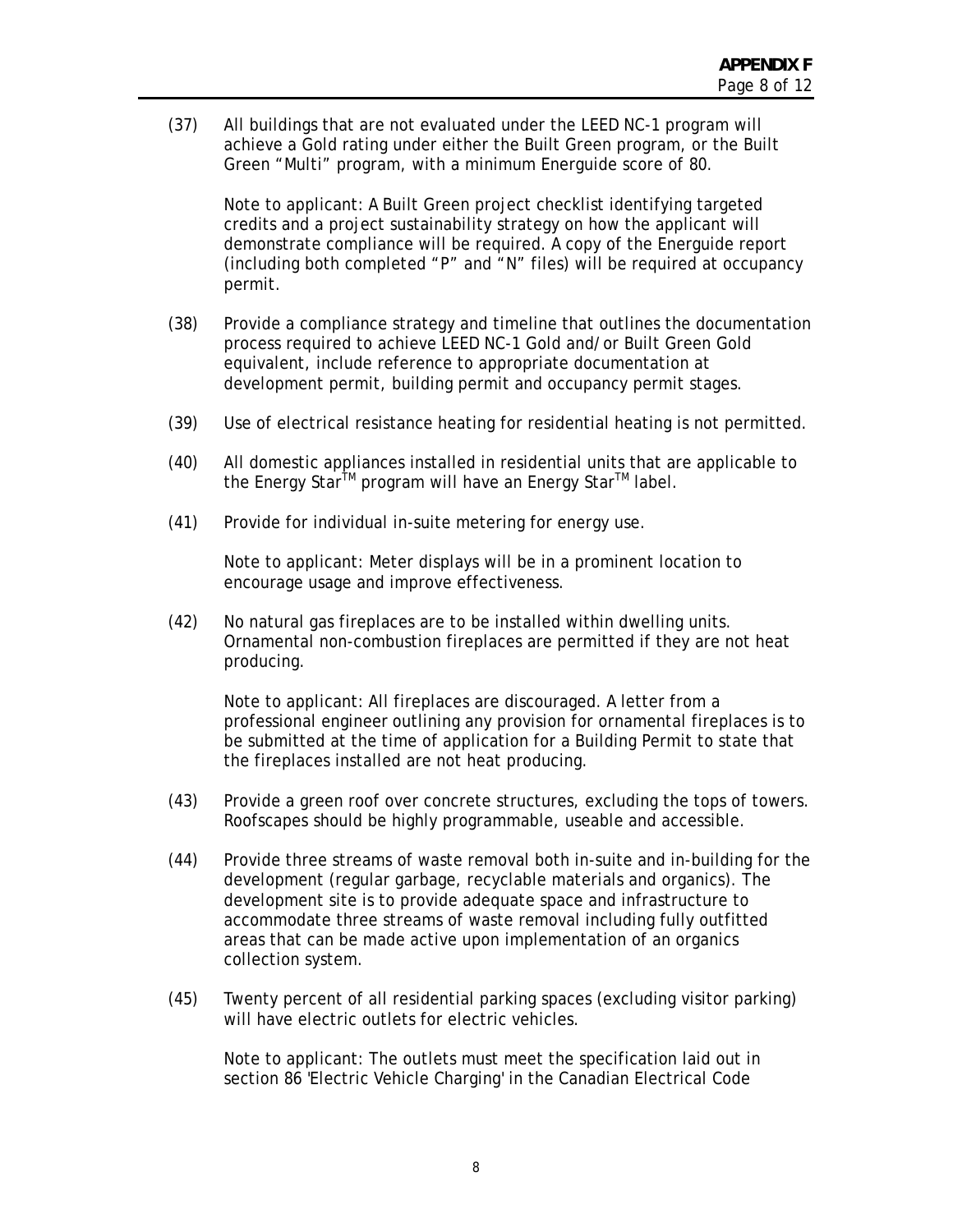(37) All buildings that are not evaluated under the LEED NC-1 program will achieve a Gold rating under either the Built Green program, or the Built Green "Multi" program, with a minimum Energuide score of 80.

Note to applicant: A Built Green project checklist identifying targeted credits and a project sustainability strategy on how the applicant will demonstrate compliance will be required. A copy of the Energuide report (including both completed "P" and "N" files) will be required at occupancy permit.

(38) Provide a compliance strategy and timeline that outlines the documentation process required to achieve LEED NC-1 Gold and/or Built Green Gold equivalent, include reference to appropriate documentation at development permit, building permit and occupancy permit stages.

(39) Use of electrical resistance heating for residential heating is not permitted.

(40) All domestic appliances installed in residential units that are applicable to the Energy Star™ program will have an Energy Star™ label.

(41) Provide for individual in-suite metering for energy use.

Note to applicant: Meter displays will be in a prominent location to encourage usage and improve effectiveness.

(42) No natural gas fireplaces are to be installed within dwelling units. Ornamental non-combustion fireplaces are permitted if they are not heat producing.

Note to applicant: All fireplaces are discouraged. A letter from a professional engineer outlining any provision for ornamental fireplaces is to be submitted at the time of application for a Building Permit to state that the fireplaces installed are not heat producing.

(43) Provide a green roof over concrete structures, excluding the tops of towers. Roofscapes should be highly programmable, useable and accessible.

(44) Provide three streams of waste removal both in-suite and in-building for the development (regular garbage, recyclable materials and organics). The development site is to provide adequate space and infrastructure to accommodate three streams of waste removal including fully outfitted areas that can be made active upon implementation of an organics collection system.

(45) Twenty percent of all residential parking spaces (excluding visitor parking) will have electric outlets for electric vehicles.

Note to applicant: The outlets must meet the specification laid out in section 86 'Electric Vehicle Charging' in the Canadian Electrical Code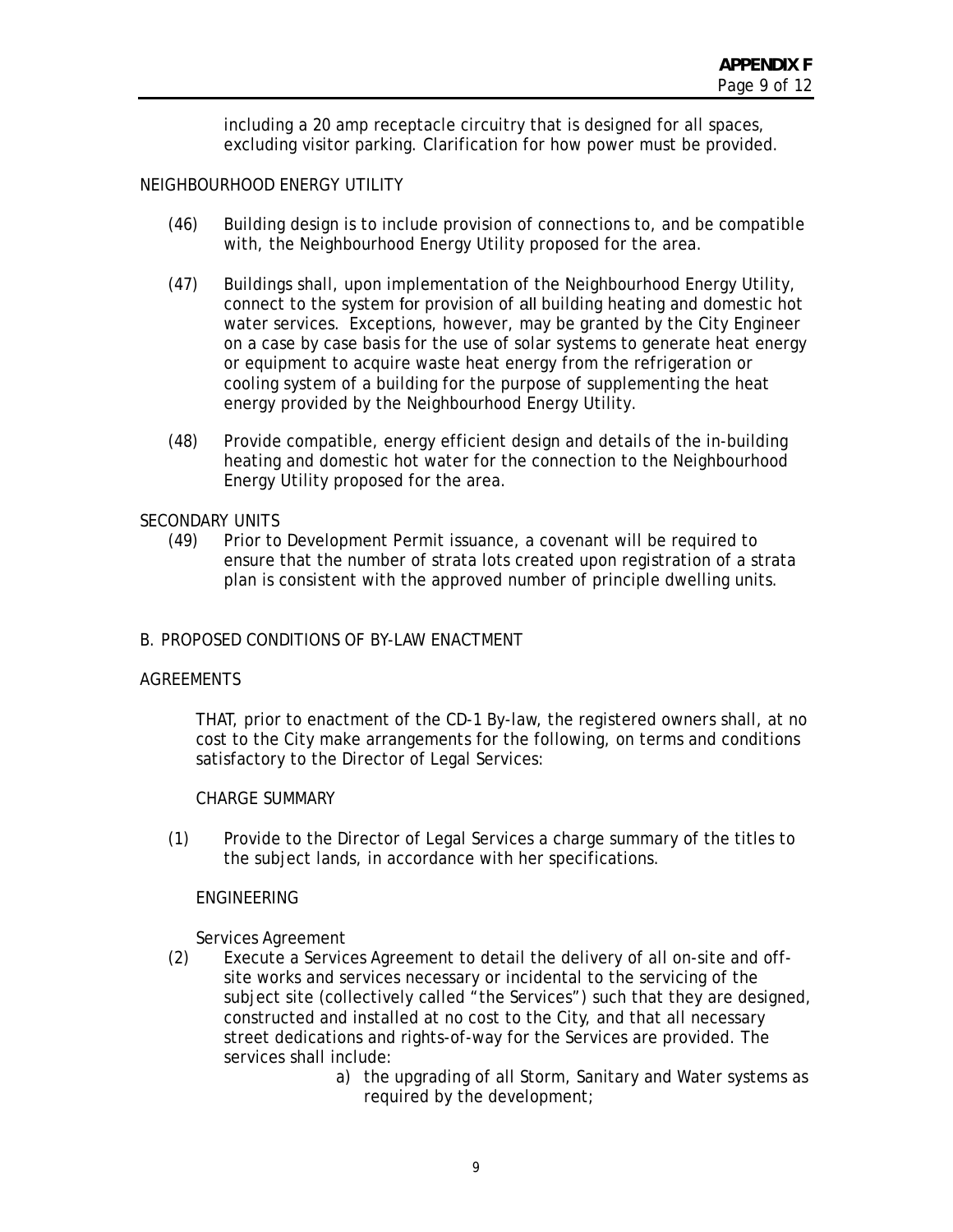including a 20 amp receptacle circuitry that is designed for all spaces, excluding visitor parking. Clarification for how power must be provided.

NEIGHBOURHOOD ENERGY UTILITY

(46) Building design is to include provision of connections to, and be compatible with, the Neighbourhood Energy Utility proposed for the area.

(47) Buildings shall, upon implementation of the Neighbourhood Energy Utility, connect to the system for provision of all building heating and domestic hot water services. Exceptions, however, may be granted by the City Engineer on a case by case basis for the use of solar systems to generate heat energy or equipment to acquire waste heat energy from the refrigeration or cooling system of a building for the purpose of supplementing the heat energy provided by the Neighbourhood Energy Utility.

(48) Provide compatible, energy efficient design and details of the in-building heating and domestic hot water for the connection to the Neighbourhood Energy Utility proposed for the area.

SECONDARY UNITS

(49) Prior to Development Permit issuance, a covenant will be required to ensure that the number of strata lots created upon registration of a strata plan is consistent with the approved number of principle dwelling units.

B. PROPOSED CONDITIONS OF BY-LAW ENACTMENT

AGREEMENTS

THAT, prior to enactment of the CD-1 By-law, the registered owners shall, at no cost to the City make arrangements for the following, on terms and conditions satisfactory to the Director of Legal Services:

CHARGE SUMMARY

(1) Provide to the Director of Legal Services a charge summary of the titles to the subject lands, in accordance with her specifications.

ENGINEERING

Services Agreement

(2) Execute a Services Agreement to detail the delivery of all on-site and off-site works and services necessary or incidental to the servicing of the subject site (collectively called "the Services") such that they are designed, constructed and installed at no cost to the City, and that all necessary street dedications and rights-of-way for the Services are provided. The services shall include:

a) the upgrading of all Storm, Sanitary and Water systems as required by the development;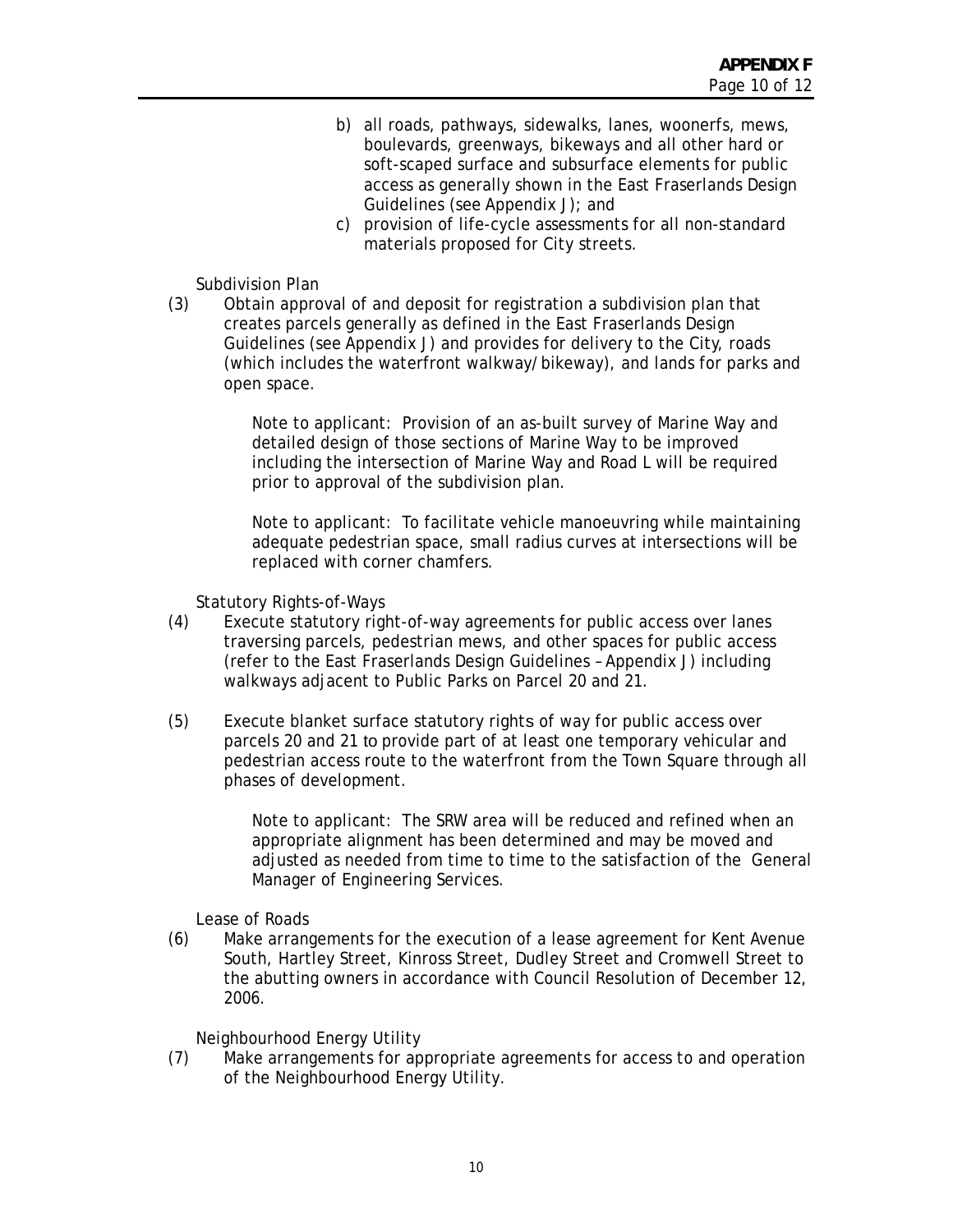b) all roads, pathways, sidewalks, lanes, woonerfs, mews, boulevards, greenways, bikeways and all other hard or soft-scaped surface and subsurface elements for public access as generally shown in the East Fraserlands Design Guidelines (see Appendix J); and
c) provision of life-cycle assessments for all non-standard materials proposed for City streets.

Subdivision Plan

(3) Obtain approval of and deposit for registration a subdivision plan that creates parcels generally as defined in the East Fraserlands Design Guidelines (see Appendix J) and provides for delivery to the City, roads (which includes the waterfront walkway/bikeway), and lands for parks and open space.

> Note to applicant: Provision of an as-built survey of Marine Way and detailed design of those sections of Marine Way to be improved including the intersection of Marine Way and Road L will be required prior to approval of the subdivision plan.

> Note to applicant: To facilitate vehicle manoeuvring while maintaining adequate pedestrian space, small radius curves at intersections will be replaced with corner chamfers.

Statutory Rights-of-Ways

(4) Execute statutory right-of-way agreements for public access over lanes traversing parcels, pedestrian mews, and other spaces for public access (refer to the East Fraserlands Design Guidelines – Appendix J) including walkways adjacent to Public Parks on Parcel 20 and 21.

(5) Execute blanket surface statutory rights of way for public access over parcels 20 and 21 to provide part of at least one temporary vehicular and pedestrian access route to the waterfront from the Town Square through all phases of development.

> Note to applicant: The SRW area will be reduced and refined when an appropriate alignment has been determined and may be moved and adjusted as needed from time to time to the satisfaction of the General Manager of Engineering Services.

Lease of Roads

(6) Make arrangements for the execution of a lease agreement for Kent Avenue South, Hartley Street, Kinross Street, Dudley Street and Cromwell Street to the abutting owners in accordance with Council Resolution of December 12, 2006.

Neighbourhood Energy Utility

(7) Make arrangements for appropriate agreements for access to and operation of the Neighbourhood Energy Utility.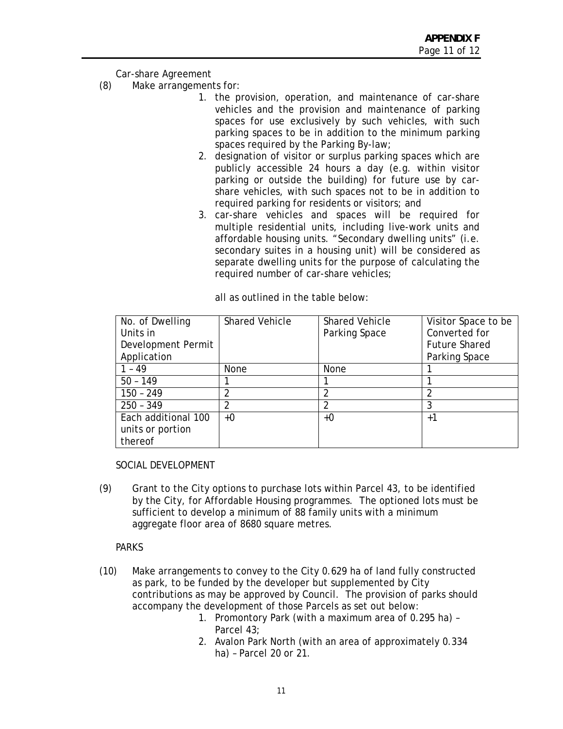Car-share Agreement

(8) Make arrangements for:

1. the provision, operation, and maintenance of car-share vehicles and the provision and maintenance of parking spaces for use exclusively by such vehicles, with such parking spaces to be in addition to the minimum parking spaces required by the Parking By-law;
2. designation of visitor or surplus parking spaces which are publicly accessible 24 hours a day (e.g. within visitor parking or outside the building) for future use by car-share vehicles, with such spaces not to be in addition to required parking for residents or visitors; and
3. car-share vehicles and spaces will be required for multiple residential units, including live-work units and affordable housing units. "Secondary dwelling units" (i.e. secondary suites in a housing unit) will be considered as separate dwelling units for the purpose of calculating the required number of car-share vehicles;

all as outlined in the table below:

| No. of Dwelling Units in Development Permit Application | Shared Vehicle | Shared Vehicle Parking Space | Visitor Space to be Converted for Future Shared Parking Space |
|---|---|---|---|
| 1 – 49 | None | None | 1 |
| 50 – 149 | 1 | 1 | 1 |
| 150 – 249 | 2 | 2 | 2 |
| 250 – 349 | 2 | 2 | 3 |
| Each additional 100 units or portion thereof | +0 | +0 | +1 |

SOCIAL DEVELOPMENT

(9) Grant to the City options to purchase lots within Parcel 43, to be identified by the City, for Affordable Housing programmes. The optioned lots must be sufficient to develop a minimum of 88 family units with a minimum aggregate floor area of 8680 square metres.

PARKS

(10) Make arrangements to convey to the City 0.629 ha of land fully constructed as park, to be funded by the developer but supplemented by City contributions as may be approved by Council. The provision of parks should accompany the development of those Parcels as set out below:

1. Promontory Park (with a maximum area of 0.295 ha) – Parcel 43;
2. Avalon Park North (with an area of approximately 0.334 ha) – Parcel 20 or 21.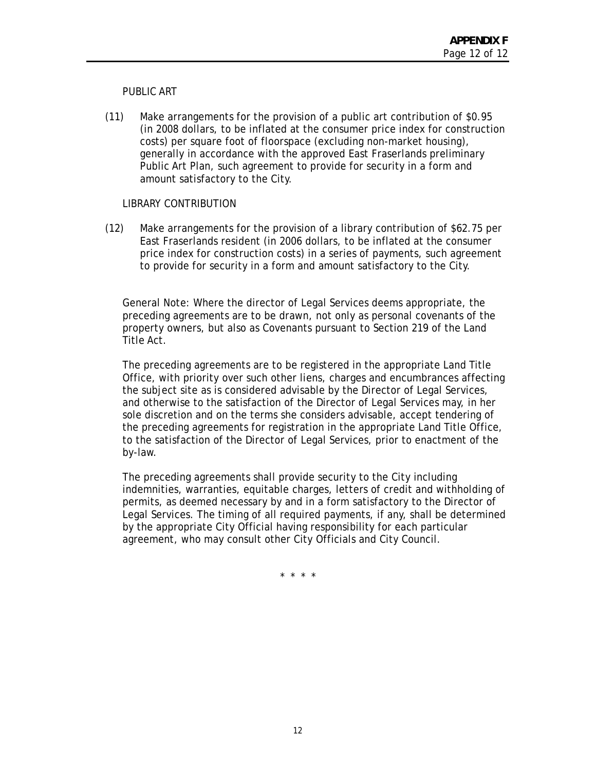PUBLIC ART

(11) Make arrangements for the provision of a public art contribution of $0.95 (in 2008 dollars, to be inflated at the consumer price index for construction costs) per square foot of floorspace (excluding non-market housing), generally in accordance with the approved East Fraserlands preliminary Public Art Plan, such agreement to provide for security in a form and amount satisfactory to the City.

LIBRARY CONTRIBUTION

(12) Make arrangements for the provision of a library contribution of $62.75 per East Fraserlands resident (in 2006 dollars, to be inflated at the consumer price index for construction costs) in a series of payments, such agreement to provide for security in a form and amount satisfactory to the City.

General Note: Where the director of Legal Services deems appropriate, the preceding agreements are to be drawn, not only as personal covenants of the property owners, but also as Covenants pursuant to Section 219 of the Land Title Act.

The preceding agreements are to be registered in the appropriate Land Title Office, with priority over such other liens, charges and encumbrances affecting the subject site as is considered advisable by the Director of Legal Services, and otherwise to the satisfaction of the Director of Legal Services may, in her sole discretion and on the terms she considers advisable, accept tendering of the preceding agreements for registration in the appropriate Land Title Office, to the satisfaction of the Director of Legal Services, prior to enactment of the by-law.

The preceding agreements shall provide security to the City including indemnities, warranties, equitable charges, letters of credit and withholding of permits, as deemed necessary by and in a form satisfactory to the Director of Legal Services. The timing of all required payments, if any, shall be determined by the appropriate City Official having responsibility for each particular agreement, who may consult other City Officials and City Council.

\* \* \* \*